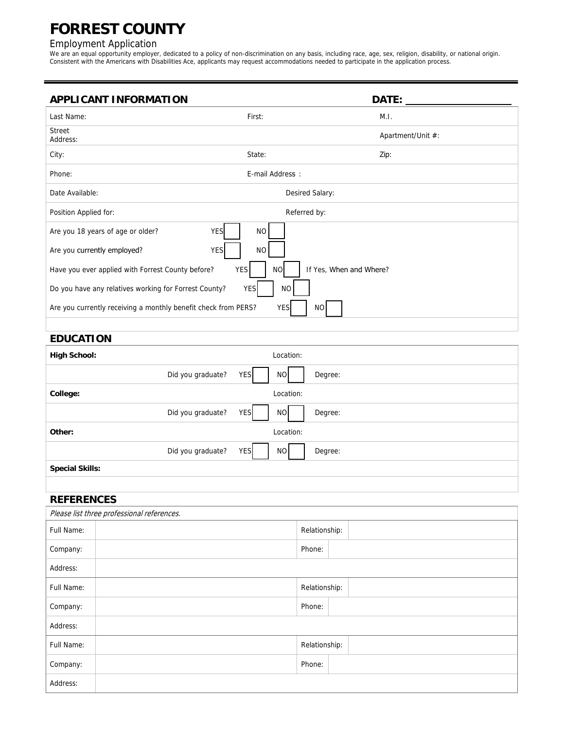# FORREST COUNTY

Employment Application

We are an equal opportunity employer, dedicated to a policy of non-discrimination on any basis, including race, age, sex, religion, disability, or national origin. Consistent with the Americans with Disabilities Ace, applicants may request accommodations needed to participate in the application process.

## APPLICANT INFORMATION

**DATE:** ____________________

| | | |
|---|---|---|
| Last Name: | First: | M.I. |
| Street Address: | | Apartment/Unit #: |
| City: | State: | Zip: |
| Phone: | E-mail Address : | |
| Date Available: | Desired Salary: | |
| Position Applied for: | Referred by: | |

Are you 18 years of age or older? YES ☐ NO ☐

Are you currently employed? YES ☐ NO ☐

Have you ever applied with Forrest County before? YES ☐ NO ☐ If Yes, When and Where?

Do you have any relatives working for Forrest County? YES ☐ NO ☐

Are you currently receiving a monthly benefit check from PERS? YES ☐ NO ☐

## EDUCATION

| | |
|---|---|
| **High School:** | Location: |
| Did you graduate? YES ☐ NO ☐ | Degree: |
| **College:** | Location: |
| Did you graduate? YES ☐ NO ☐ | Degree: |
| **Other:** | Location: |
| Did you graduate? YES ☐ NO ☐ | Degree: |
| **Special Skills:** | |

## REFERENCES

*Please list three professional references.*

| | | | |
|---|---|---|---|
| Full Name: | | Relationship: | |
| Company: | | Phone: | |
| Address: | | | |
| Full Name: | | Relationship: | |
| Company: | | Phone: | |
| Address: | | | |
| Full Name: | | Relationship: | |
| Company: | | Phone: | |
| Address: | | | |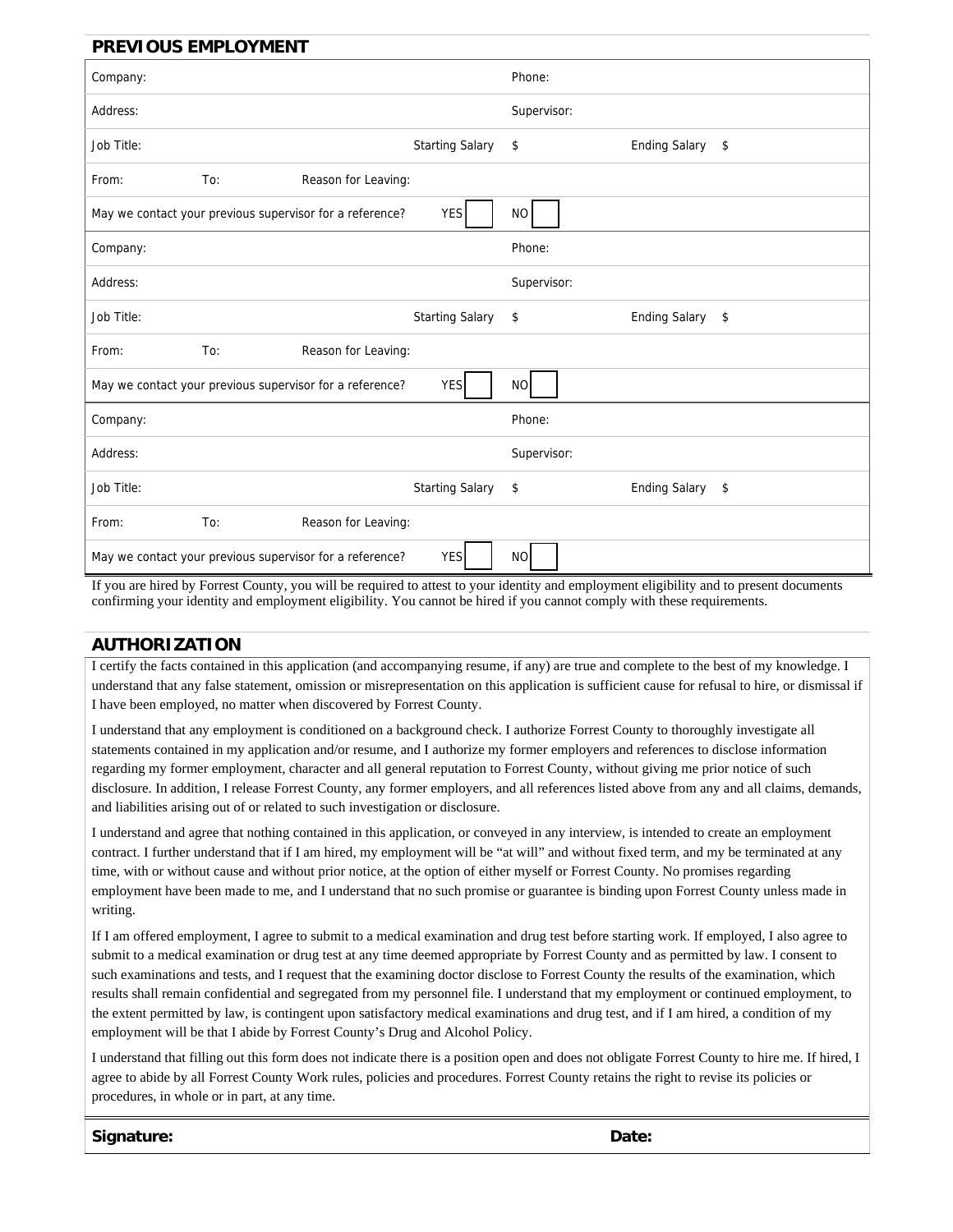## PREVIOUS EMPLOYMENT

| | | | | | | |
|---|---|---|---|---|---|---|
| Company: | | | | Phone: | | |
| Address: | | | | Supervisor: | | |
| Job Title: | | | Starting Salary | $ | Ending Salary | $ |
| From: | To: | Reason for Leaving: | | | | |
| May we contact your previous supervisor for a reference? | | | YES ☐ | NO ☐ | | |
| Company: | | | | Phone: | | |
| Address: | | | | Supervisor: | | |
| Job Title: | | | Starting Salary | $ | Ending Salary | $ |
| From: | To: | Reason for Leaving: | | | | |
| May we contact your previous supervisor for a reference? | | | YES ☐ | NO ☐ | | |
| Company: | | | | Phone: | | |
| Address: | | | | Supervisor: | | |
| Job Title: | | | Starting Salary | $ | Ending Salary | $ |
| From: | To: | Reason for Leaving: | | | | |
| May we contact your previous supervisor for a reference? | | | YES ☐ | NO ☐ | | |

If you are hired by Forrest County, you will be required to attest to your identity and employment eligibility and to present documents confirming your identity and employment eligibility. You cannot be hired if you cannot comply with these requirements.

## AUTHORIZATION

I certify the facts contained in this application (and accompanying resume, if any) are true and complete to the best of my knowledge. I understand that any false statement, omission or misrepresentation on this application is sufficient cause for refusal to hire, or dismissal if I have been employed, no matter when discovered by Forrest County.

I understand that any employment is conditioned on a background check. I authorize Forrest County to thoroughly investigate all statements contained in my application and/or resume, and I authorize my former employers and references to disclose information regarding my former employment, character and all general reputation to Forrest County, without giving me prior notice of such disclosure. In addition, I release Forrest County, any former employers, and all references listed above from any and all claims, demands, and liabilities arising out of or related to such investigation or disclosure.

I understand and agree that nothing contained in this application, or conveyed in any interview, is intended to create an employment contract. I further understand that if I am hired, my employment will be "at will" and without fixed term, and my be terminated at any time, with or without cause and without prior notice, at the option of either myself or Forrest County. No promises regarding employment have been made to me, and I understand that no such promise or guarantee is binding upon Forrest County unless made in writing.

If I am offered employment, I agree to submit to a medical examination and drug test before starting work. If employed, I also agree to submit to a medical examination or drug test at any time deemed appropriate by Forrest County and as permitted by law. I consent to such examinations and tests, and I request that the examining doctor disclose to Forrest County the results of the examination, which results shall remain confidential and segregated from my personnel file. I understand that my employment or continued employment, to the extent permitted by law, is contingent upon satisfactory medical examinations and drug test, and if I am hired, a condition of my employment will be that I abide by Forrest County's Drug and Alcohol Policy.

I understand that filling out this form does not indicate there is a position open and does not obligate Forrest County to hire me. If hired, I agree to abide by all Forrest County Work rules, policies and procedures. Forrest County retains the right to revise its policies or procedures, in whole or in part, at any time.

**Signature:** **Date:**